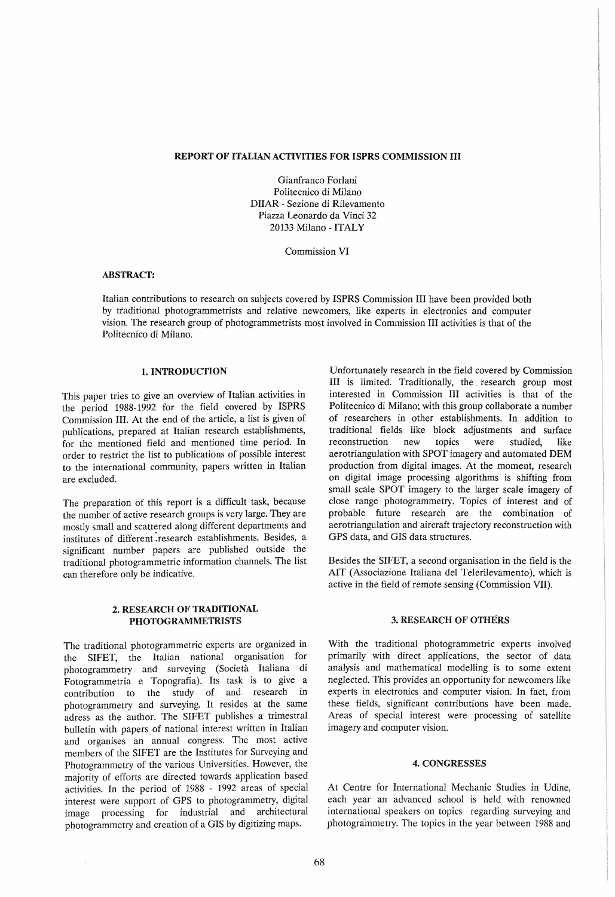# REPORT OF ITALIAN ACTIVITIES FOR ISPRS COMMISSION III

Gianfranco Forlani
Politecnico di Milano
DIIAR - Sezione di Rilevamento
Piazza Leonardo da Vinci 32
20133 Milano - ITALY

Commission VI

**ABSTRACT:**

Italian contributions to research on subjects covered by ISPRS Commission III have been provided both by traditional photogrammetrists and relative newcomers, like experts in electronics and computer vision. The research group of photogrammetrists most involved in Commission III activities is that of the Politecnico di Milano.

## 1. INTRODUCTION

This paper tries to give an overview of Italian activities in the period 1988-1992 for the field covered by ISPRS Commission III. At the end of the article, a list is given of publications, prepared at Italian research establishments, for the mentioned field and mentioned time period. In order to restrict the list to publications of possible interest to the international community, papers written in Italian are excluded.

The preparation of this report is a difficult task, because the number of active research groups is very large. They are mostly small and scattered along different departments and institutes of different research establishments. Besides, a significant number papers are published outside the traditional photogrammetric information channels. The list can therefore only be indicative.

## 2. RESEARCH OF TRADITIONAL PHOTOGRAMMETRISTS

The traditional photogrammetric experts are organized in the SIFET, the Italian national organisation for photogrammetry and surveying (Società Italiana di Fotogrammetria e Topografia). Its task is to give a contribution to the study of and research in photogrammetry and surveying. It resides at the same adress as the author. The SIFET publishes a trimestral bulletin with papers of national interest written in Italian and organises an annual congress. The most active members of the SIFET are the Institutes for Surveying and Photogrammetry of the various Universities. However, the majority of efforts are directed towards application based activities. In the period of 1988 - 1992 areas of special interest were support of GPS to photogrammetry, digital image processing for industrial and architectural photogrammetry and creation of a GIS by digitizing maps.

Unfortunately research in the field covered by Commission III is limited. Traditionally, the research group most interested in Commission III activities is that of the Politecnico di Milano; with this group collaborate a number of researchers in other establishments. In addition to traditional fields like block adjustments and surface reconstruction new topics were studied, like aerotriangulation with SPOT imagery and automated DEM production from digital images. At the moment, research on digital image processing algorithms is shifting from small scale SPOT imagery to the larger scale imagery of close range photogrammetry. Topics of interest and of probable future research are the combination of aerotriangulation and aircraft trajectory reconstruction with GPS data, and GIS data structures.

Besides the SIFET, a second organisation in the field is the AIT (Associazione Italiana del Telerilevamento), which is active in the field of remote sensing (Commission VII).

## 3. RESEARCH OF OTHERS

With the traditional photogrammetric experts involved primarily with direct applications, the sector of data analysis and mathematical modelling is to some extent neglected. This provides an opportunity for newcomers like experts in electronics and computer vision. In fact, from these fields, significant contributions have been made. Areas of special interest were processing of satellite imagery and computer vision.

## 4. CONGRESSES

At Centre for International Mechanic Studies in Udine, each year an advanced school is held with renowned international speakers on topics regarding surveying and photogrammetry. The topics in the year between 1988 and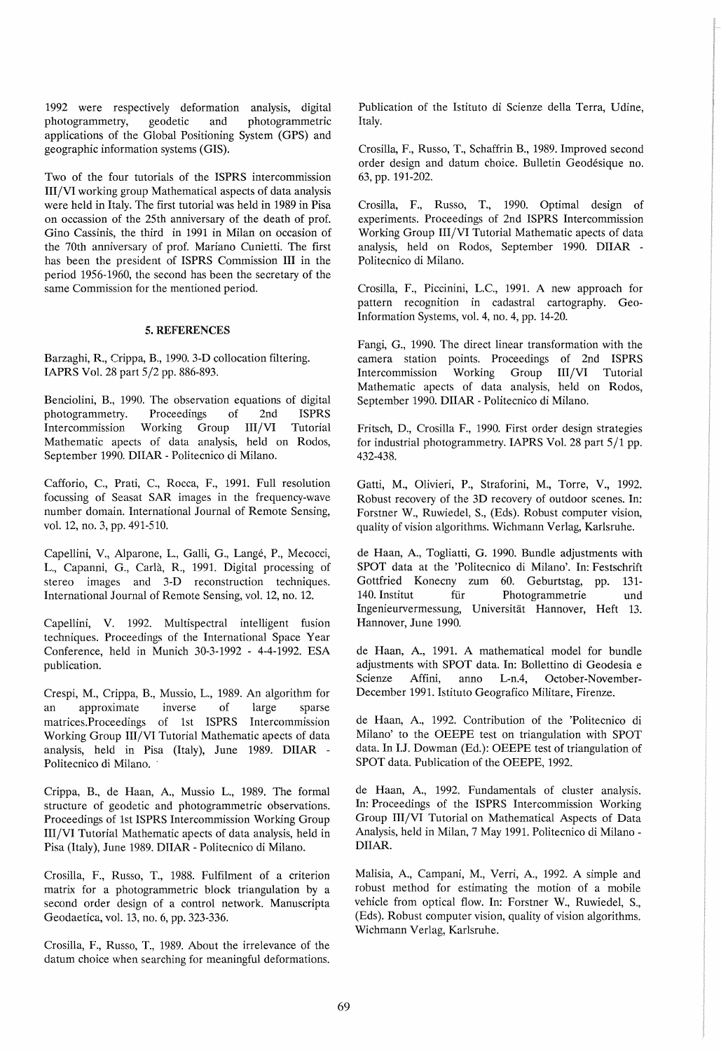1992 were respectively deformation analysis, digital photogrammetry, geodetic and photogrammetric applications of the Global Positioning System (GPS) and geographic information systems (GIS).

Two of the four tutorials of the ISPRS intercommission III/VI working group Mathematical aspects of data analysis were held in Italy. The first tutorial was held in 1989 in Pisa on occassion of the 25th anniversary of the death of prof. Gino Cassinis, the third in 1991 in Milan on occasion of the 70th anniversary of prof. Mariano Cunietti. The first has been the president of ISPRS Commission III in the period 1956-1960, the second has been the secretary of the same Commission for the mentioned period.

## 5. REFERENCES

Barzaghi, R., Crippa, B., 1990. 3-D collocation filtering. IAPRS Vol. 28 part 5/2 pp. 886-893.

Benciolini, B., 1990. The observation equations of digital photogrammetry. Proceedings of 2nd ISPRS Intercommission Working Group III/VI Tutorial Mathematic apects of data analysis, held on Rodos, September 1990. DIIAR - Politecnico di Milano.

Cafforio, C., Prati, C., Rocca, F., 1991. Full resolution focussing of Seasat SAR images in the frequency-wave number domain. International Journal of Remote Sensing, vol. 12, no. 3, pp. 491-510.

Capellini, V., Alparone, L., Galli, G., Langé, P., Mecocci, L., Capanni, G., Carlà, R., 1991. Digital processing of stereo images and 3-D reconstruction techniques. International Journal of Remote Sensing, vol. 12, no. 12.

Capellini, V. 1992. Multispectral intelligent fusion techniques. Proceedings of the International Space Year Conference, held in Munich 30-3-1992 - 4-4-1992. ESA publication.

Crespi, M., Crippa, B., Mussio, L., 1989. An algorithm for an approximate inverse of large sparse matrices.Proceedings of 1st ISPRS Intercommission Working Group III/VI Tutorial Mathematic apects of data analysis, held in Pisa (Italy), June 1989. DIIAR - Politecnico di Milano.

Crippa, B., de Haan, A., Mussio L., 1989. The formal structure of geodetic and photogrammetric observations. Proceedings of 1st ISPRS Intercommission Working Group III/VI Tutorial Mathematic apects of data analysis, held in Pisa (Italy), June 1989. DIIAR - Politecnico di Milano.

Crosilla, F., Russo, T., 1988. Fulfilment of a criterion matrix for a photogrammetric block triangulation by a second order design of a control network. Manuscripta Geodaetica, vol. 13, no. 6, pp. 323-336.

Crosilla, F., Russo, T., 1989. About the irrelevance of the datum choice when searching for meaningful deformations. Publication of the Istituto di Scienze della Terra, Udine, Italy.

Crosilla, F., Russo, T., Schaffrin B., 1989. Improved second order design and datum choice. Bulletin Geodésique no. 63, pp. 191-202.

Crosilla, F., Russo, T., 1990. Optimal design of experiments. Proceedings of 2nd ISPRS Intercommission Working Group III/VI Tutorial Mathematic apects of data analysis, held on Rodos, September 1990. DIIAR - Politecnico di Milano.

Crosilla, F., Piccinini, L.C., 1991. A new approach for pattern recognition in cadastral cartography. Geo-Information Systems, vol. 4, no. 4, pp. 14-20.

Fangi, G., 1990. The direct linear transformation with the camera station points. Proceedings of 2nd ISPRS Intercommission Working Group III/VI Tutorial Mathematic apects of data analysis, held on Rodos, September 1990. DIIAR - Politecnico di Milano.

Fritsch, D., Crosilla F., 1990. First order design strategies for industrial photogrammetry. IAPRS Vol. 28 part 5/1 pp. 432-438.

Gatti, M., Olivieri, P., Straforini, M., Torre, V., 1992. Robust recovery of the 3D recovery of outdoor scenes. In: Forstner W., Ruwiedel, S., (Eds). Robust computer vision, quality of vision algorithms. Wichmann Verlag, Karlsruhe.

de Haan, A., Togliatti, G. 1990. Bundle adjustments with SPOT data at the 'Politecnico di Milano'. In: Festschrift Gottfried Konecny zum 60. Geburtstag, pp. 131-140. Institut für Photogrammetrie und Ingenieurvermessung, Universität Hannover, Heft 13. Hannover, June 1990.

de Haan, A., 1991. A mathematical model for bundle adjustments with SPOT data. In: Bollettino di Geodesia e Scienze Affini, anno L-n.4, October-November-December 1991. Istituto Geografico Militare, Firenze.

de Haan, A., 1992. Contribution of the 'Politecnico di Milano' to the OEEPE test on triangulation with SPOT data. In I.J. Dowman (Ed.): OEEPE test of triangulation of SPOT data. Publication of the OEEPE, 1992.

de Haan, A., 1992. Fundamentals of cluster analysis. In: Proceedings of the ISPRS Intercommission Working Group III/VI Tutorial on Mathematical Aspects of Data Analysis, held in Milan, 7 May 1991. Politecnico di Milano - DIIAR.

Malisia, A., Campani, M., Verri, A., 1992. A simple and robust method for estimating the motion of a mobile vehicle from optical flow. In: Forstner W., Ruwiedel, S., (Eds). Robust computer vision, quality of vision algorithms. Wichmann Verlag, Karlsruhe.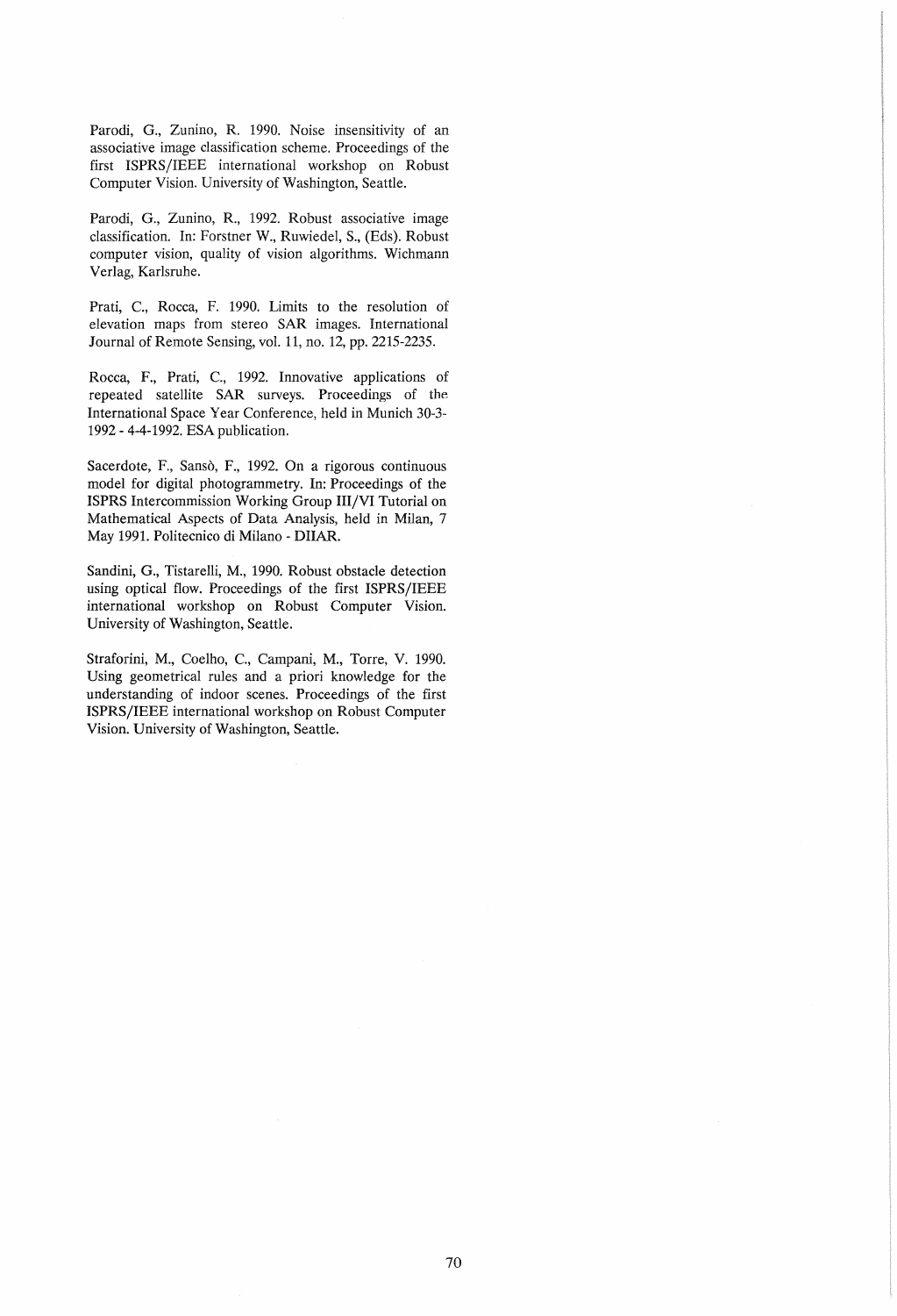Parodi, G., Zunino, R. 1990. Noise insensitivity of an associative image classification scheme. Proceedings of the first ISPRS/IEEE international workshop on Robust Computer Vision. University of Washington, Seattle.

Parodi, G., Zunino, R., 1992. Robust associative image classification. In: Forstner W., Ruwiedel, S., (Eds). Robust computer vision, quality of vision algorithms. Wichmann Verlag, Karlsruhe.

Prati, C., Rocca, F. 1990. Limits to the resolution of elevation maps from stereo SAR images. International Journal of Remote Sensing, vol. 11, no. 12, pp. 2215-2235.

Rocca, F., Prati, C., 1992. Innovative applications of repeated satellite SAR surveys. Proceedings of the International Space Year Conference, held in Munich 30-3-1992 - 4-4-1992. ESA publication.

Sacerdote, F., Sansò, F., 1992. On a rigorous continuous model for digital photogrammetry. In: Proceedings of the ISPRS Intercommission Working Group III/VI Tutorial on Mathematical Aspects of Data Analysis, held in Milan, 7 May 1991. Politecnico di Milano - DIIAR.

Sandini, G., Tistarelli, M., 1990. Robust obstacle detection using optical flow. Proceedings of the first ISPRS/IEEE international workshop on Robust Computer Vision. University of Washington, Seattle.

Straforini, M., Coelho, C., Campani, M., Torre, V. 1990. Using geometrical rules and a priori knowledge for the understanding of indoor scenes. Proceedings of the first ISPRS/IEEE international workshop on Robust Computer Vision. University of Washington, Seattle.